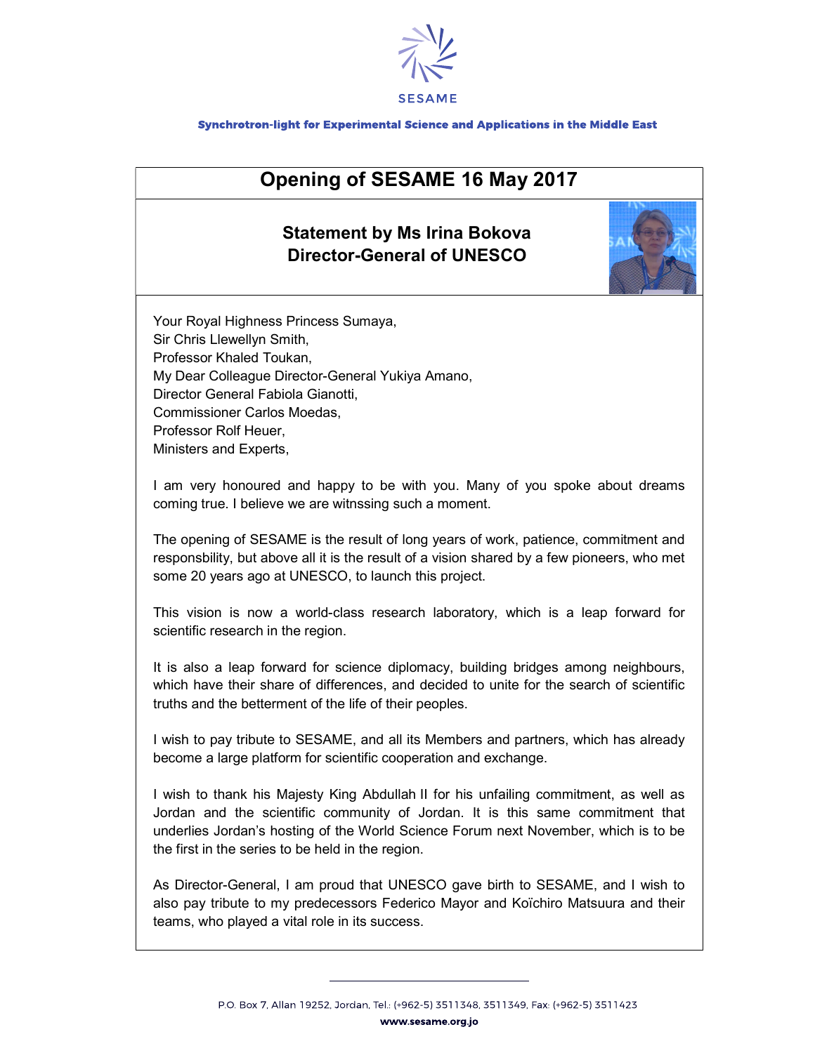SESAME

**Synchrotron-light for Experimental Science and Applications in the Middle East**

# Opening of SESAME 16 May 2017

## Statement by Ms Irina Bokova
## Director-General of UNESCO

Your Royal Highness Princess Sumaya,
Sir Chris Llewellyn Smith,
Professor Khaled Toukan,
My Dear Colleague Director-General Yukiya Amano,
Director General Fabiola Gianotti,
Commissioner Carlos Moedas,
Professor Rolf Heuer,
Ministers and Experts,

I am very honoured and happy to be with you. Many of you spoke about dreams coming true. I believe we are witnssing such a moment.

The opening of SESAME is the result of long years of work, patience, commitment and responsbility, but above all it is the result of a vision shared by a few pioneers, who met some 20 years ago at UNESCO, to launch this project.

This vision is now a world-class research laboratory, which is a leap forward for scientific research in the region.

It is also a leap forward for science diplomacy, building bridges among neighbours, which have their share of differences, and decided to unite for the search of scientific truths and the betterment of the life of their peoples.

I wish to pay tribute to SESAME, and all its Members and partners, which has already become a large platform for scientific cooperation and exchange.

I wish to thank his Majesty King Abdullah II for his unfailing commitment, as well as Jordan and the scientific community of Jordan. It is this same commitment that underlies Jordan's hosting of the World Science Forum next November, which is to be the first in the series to be held in the region.

As Director-General, I am proud that UNESCO gave birth to SESAME, and I wish to also pay tribute to my predecessors Federico Mayor and Koïchiro Matsuura and their teams, who played a vital role in its success.

P.O. Box 7, Allan 19252, Jordan, Tel.: (+962-5) 3511348, 3511349, Fax: (+962-5) 3511423
www.sesame.org.jo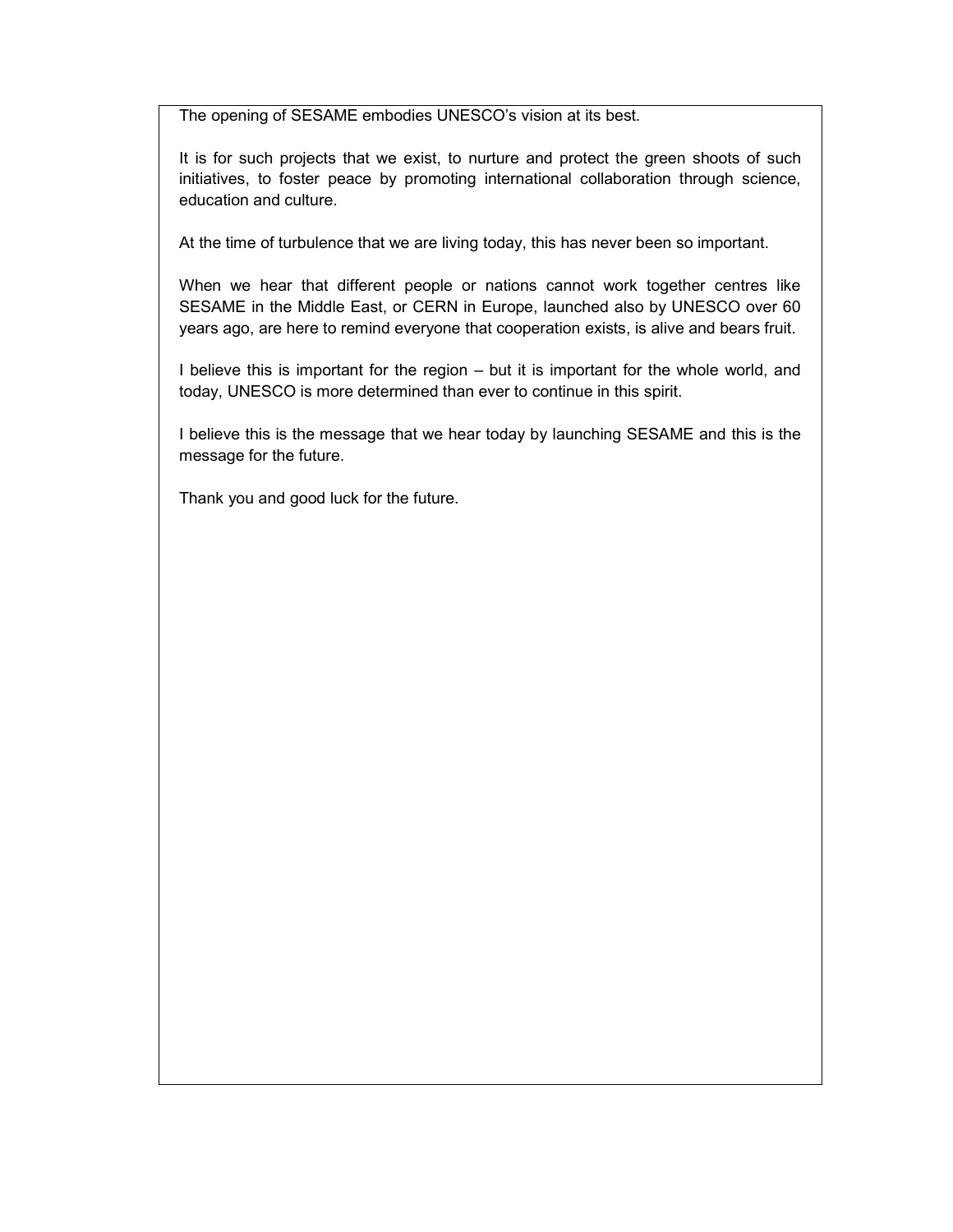The opening of SESAME embodies UNESCO's vision at its best.

It is for such projects that we exist, to nurture and protect the green shoots of such initiatives, to foster peace by promoting international collaboration through science, education and culture.

At the time of turbulence that we are living today, this has never been so important.

When we hear that different people or nations cannot work together centres like SESAME in the Middle East, or CERN in Europe, launched also by UNESCO over 60 years ago, are here to remind everyone that cooperation exists, is alive and bears fruit.

I believe this is important for the region – but it is important for the whole world, and today, UNESCO is more determined than ever to continue in this spirit.

I believe this is the message that we hear today by launching SESAME and this is the message for the future.

Thank you and good luck for the future.